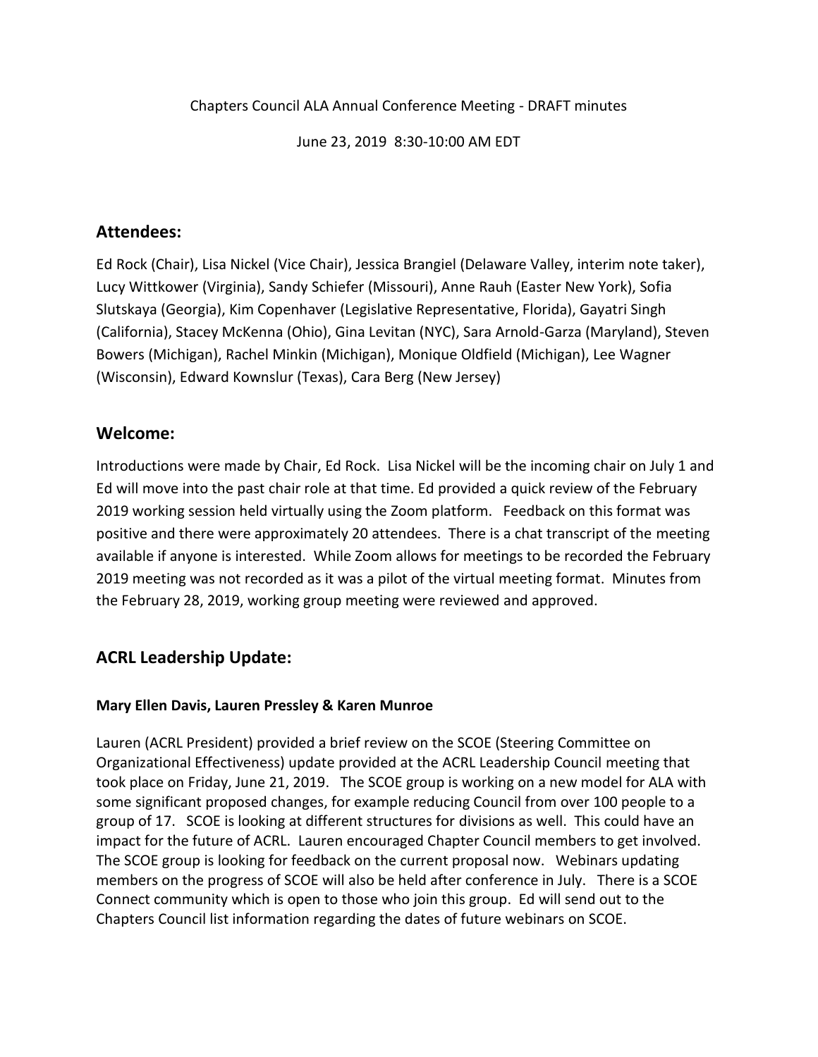Chapters Council ALA Annual Conference Meeting - DRAFT minutes

June 23, 2019 8:30-10:00 AM EDT

## Attendees:

Ed Rock (Chair), Lisa Nickel (Vice Chair), Jessica Brangiel (Delaware Valley, interim note taker), Lucy Wittkower (Virginia), Sandy Schiefer (Missouri), Anne Rauh (Easter New York), Sofia Slutskaya (Georgia), Kim Copenhaver (Legislative Representative, Florida), Gayatri Singh (California), Stacey McKenna (Ohio), Gina Levitan (NYC), Sara Arnold-Garza (Maryland), Steven Bowers (Michigan), Rachel Minkin (Michigan), Monique Oldfield (Michigan), Lee Wagner (Wisconsin), Edward Kownslur (Texas), Cara Berg (New Jersey)

## Welcome:

Introductions were made by Chair, Ed Rock. Lisa Nickel will be the incoming chair on July 1 and Ed will move into the past chair role at that time. Ed provided a quick review of the February 2019 working session held virtually using the Zoom platform. Feedback on this format was positive and there were approximately 20 attendees. There is a chat transcript of the meeting available if anyone is interested. While Zoom allows for meetings to be recorded the February 2019 meeting was not recorded as it was a pilot of the virtual meeting format. Minutes from the February 28, 2019, working group meeting were reviewed and approved.

## ACRL Leadership Update:

### Mary Ellen Davis, Lauren Pressley & Karen Munroe

Lauren (ACRL President) provided a brief review on the SCOE (Steering Committee on Organizational Effectiveness) update provided at the ACRL Leadership Council meeting that took place on Friday, June 21, 2019. The SCOE group is working on a new model for ALA with some significant proposed changes, for example reducing Council from over 100 people to a group of 17. SCOE is looking at different structures for divisions as well. This could have an impact for the future of ACRL. Lauren encouraged Chapter Council members to get involved. The SCOE group is looking for feedback on the current proposal now. Webinars updating members on the progress of SCOE will also be held after conference in July. There is a SCOE Connect community which is open to those who join this group. Ed will send out to the Chapters Council list information regarding the dates of future webinars on SCOE.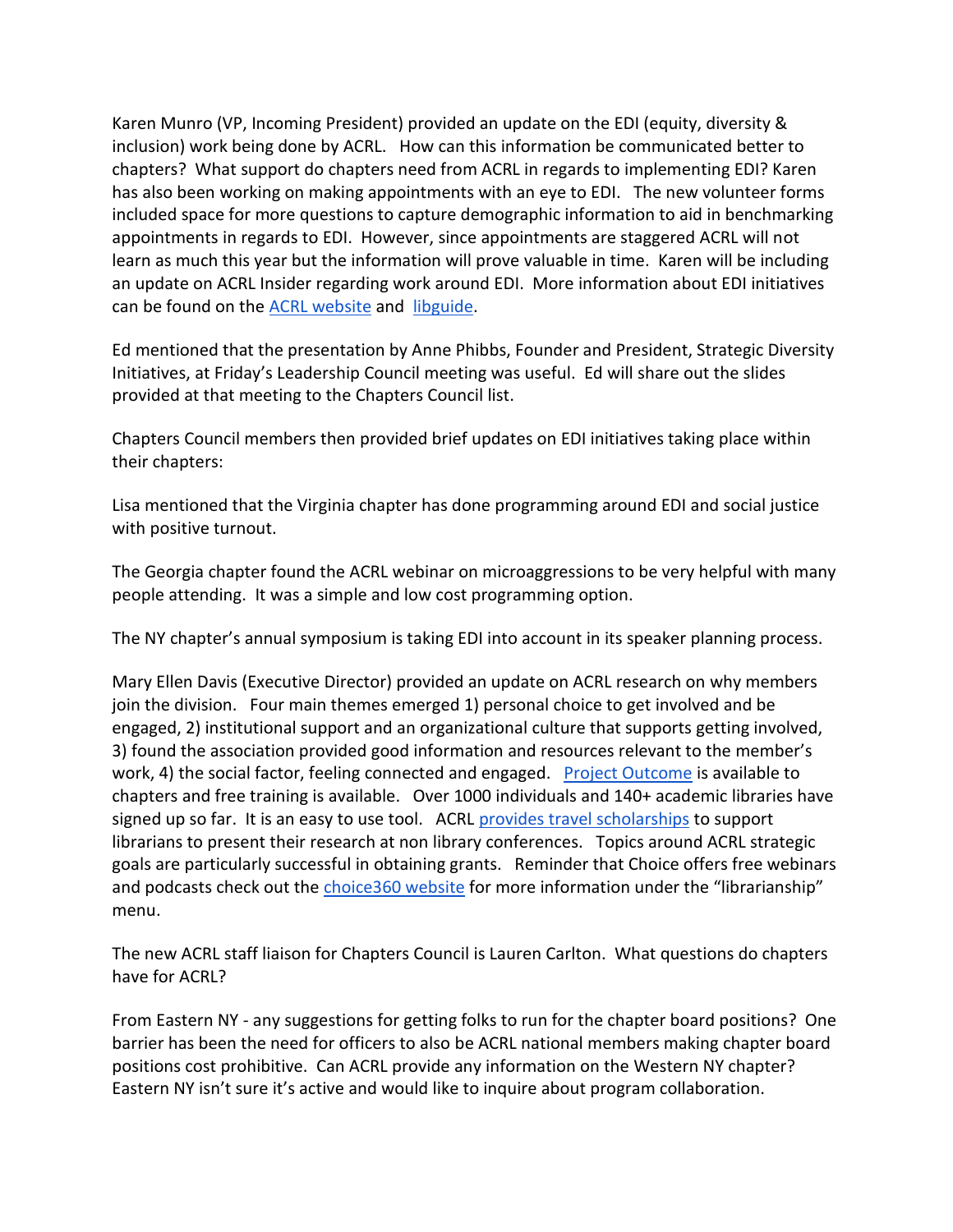Karen Munro (VP, Incoming President) provided an update on the EDI (equity, diversity & inclusion) work being done by ACRL. How can this information be communicated better to chapters? What support do chapters need from ACRL in regards to implementing EDI? Karen has also been working on making appointments with an eye to EDI. The new volunteer forms included space for more questions to capture demographic information to aid in benchmarking appointments in regards to EDI. However, since appointments are staggered ACRL will not learn as much this year but the information will prove valuable in time. Karen will be including an update on ACRL Insider regarding work around EDI. More information about EDI initiatives can be found on the ACRL website and libguide.

Ed mentioned that the presentation by Anne Phibbs, Founder and President, Strategic Diversity Initiatives, at Friday's Leadership Council meeting was useful. Ed will share out the slides provided at that meeting to the Chapters Council list.

Chapters Council members then provided brief updates on EDI initiatives taking place within their chapters:

Lisa mentioned that the Virginia chapter has done programming around EDI and social justice with positive turnout.

The Georgia chapter found the ACRL webinar on microaggressions to be very helpful with many people attending. It was a simple and low cost programming option.

The NY chapter's annual symposium is taking EDI into account in its speaker planning process.

Mary Ellen Davis (Executive Director) provided an update on ACRL research on why members join the division. Four main themes emerged 1) personal choice to get involved and be engaged, 2) institutional support and an organizational culture that supports getting involved, 3) found the association provided good information and resources relevant to the member's work, 4) the social factor, feeling connected and engaged. Project Outcome is available to chapters and free training is available. Over 1000 individuals and 140+ academic libraries have signed up so far. It is an easy to use tool. ACRL provides travel scholarships to support librarians to present their research at non library conferences. Topics around ACRL strategic goals are particularly successful in obtaining grants. Reminder that Choice offers free webinars and podcasts check out the choice360 website for more information under the "librarianship" menu.

The new ACRL staff liaison for Chapters Council is Lauren Carlton. What questions do chapters have for ACRL?

From Eastern NY - any suggestions for getting folks to run for the chapter board positions? One barrier has been the need for officers to also be ACRL national members making chapter board positions cost prohibitive. Can ACRL provide any information on the Western NY chapter? Eastern NY isn't sure it's active and would like to inquire about program collaboration.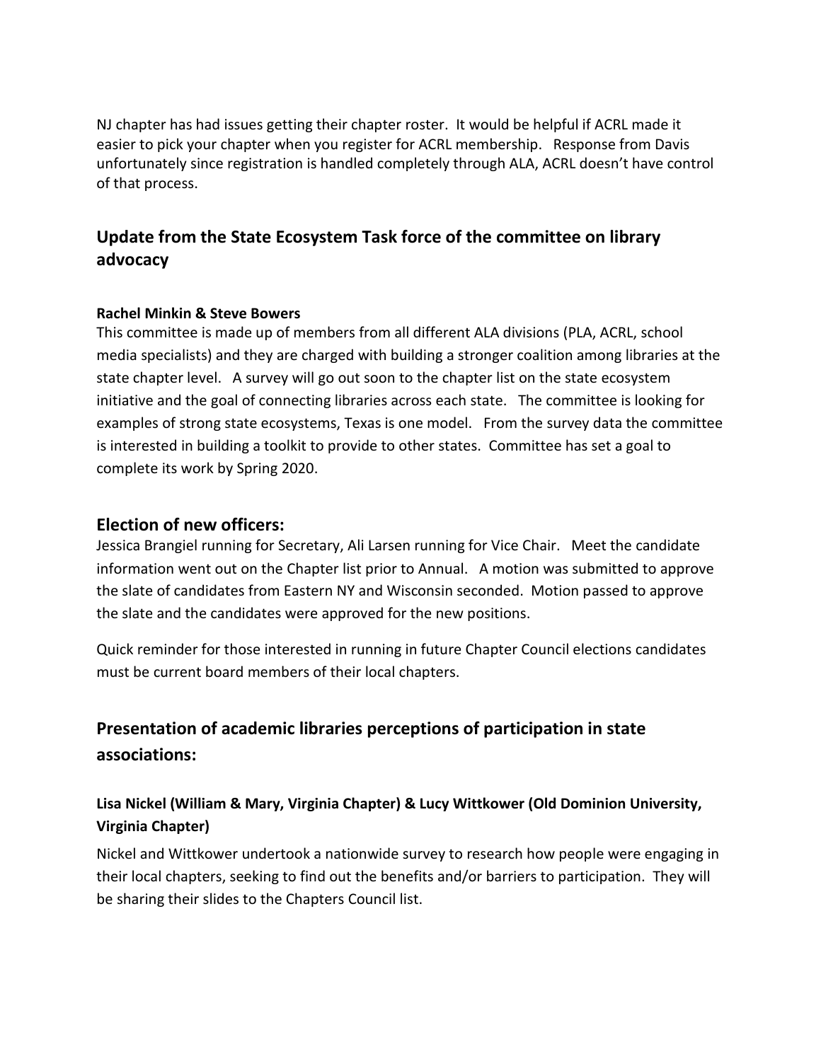NJ chapter has had issues getting their chapter roster. It would be helpful if ACRL made it easier to pick your chapter when you register for ACRL membership. Response from Davis unfortunately since registration is handled completely through ALA, ACRL doesn't have control of that process.

## Update from the State Ecosystem Task force of the committee on library advocacy

#### Rachel Minkin & Steve Bowers

This committee is made up of members from all different ALA divisions (PLA, ACRL, school media specialists) and they are charged with building a stronger coalition among libraries at the state chapter level. A survey will go out soon to the chapter list on the state ecosystem initiative and the goal of connecting libraries across each state. The committee is looking for examples of strong state ecosystems, Texas is one model. From the survey data the committee is interested in building a toolkit to provide to other states. Committee has set a goal to complete its work by Spring 2020.

## Election of new officers:

Jessica Brangiel running for Secretary, Ali Larsen running for Vice Chair. Meet the candidate information went out on the Chapter list prior to Annual. A motion was submitted to approve the slate of candidates from Eastern NY and Wisconsin seconded. Motion passed to approve the slate and the candidates were approved for the new positions.

Quick reminder for those interested in running in future Chapter Council elections candidates must be current board members of their local chapters.

## Presentation of academic libraries perceptions of participation in state associations:

### Lisa Nickel (William & Mary, Virginia Chapter) & Lucy Wittkower (Old Dominion University, Virginia Chapter)

Nickel and Wittkower undertook a nationwide survey to research how people were engaging in their local chapters, seeking to find out the benefits and/or barriers to participation. They will be sharing their slides to the Chapters Council list.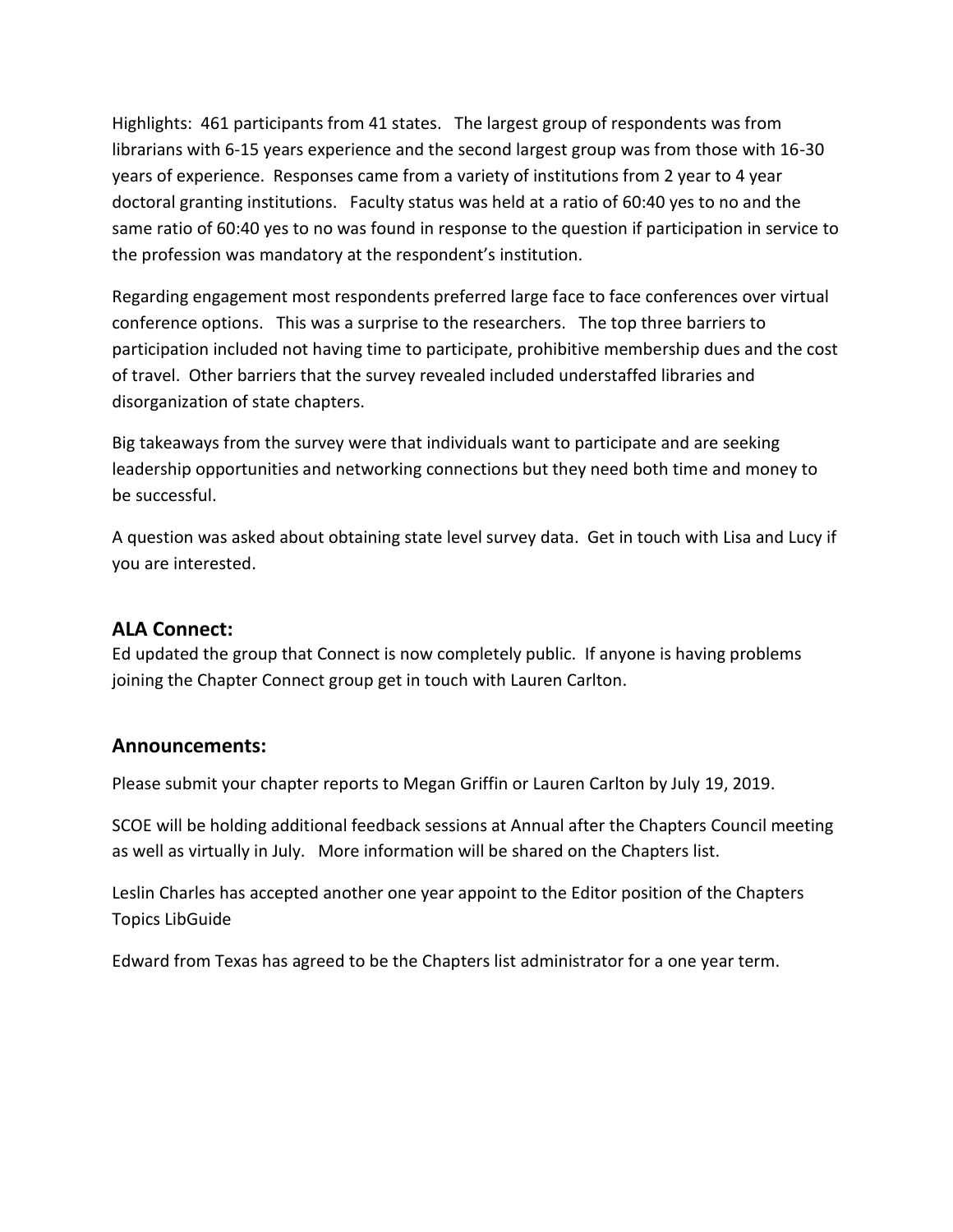Highlights: 461 participants from 41 states. The largest group of respondents was from librarians with 6-15 years experience and the second largest group was from those with 16-30 years of experience. Responses came from a variety of institutions from 2 year to 4 year doctoral granting institutions. Faculty status was held at a ratio of 60:40 yes to no and the same ratio of 60:40 yes to no was found in response to the question if participation in service to the profession was mandatory at the respondent's institution.

Regarding engagement most respondents preferred large face to face conferences over virtual conference options. This was a surprise to the researchers. The top three barriers to participation included not having time to participate, prohibitive membership dues and the cost of travel. Other barriers that the survey revealed included understaffed libraries and disorganization of state chapters.

Big takeaways from the survey were that individuals want to participate and are seeking leadership opportunities and networking connections but they need both time and money to be successful.

A question was asked about obtaining state level survey data. Get in touch with Lisa and Lucy if you are interested.

## ALA Connect:

Ed updated the group that Connect is now completely public. If anyone is having problems joining the Chapter Connect group get in touch with Lauren Carlton.

## Announcements:

Please submit your chapter reports to Megan Griffin or Lauren Carlton by July 19, 2019.

SCOE will be holding additional feedback sessions at Annual after the Chapters Council meeting as well as virtually in July. More information will be shared on the Chapters list.

Leslin Charles has accepted another one year appoint to the Editor position of the Chapters Topics LibGuide

Edward from Texas has agreed to be the Chapters list administrator for a one year term.